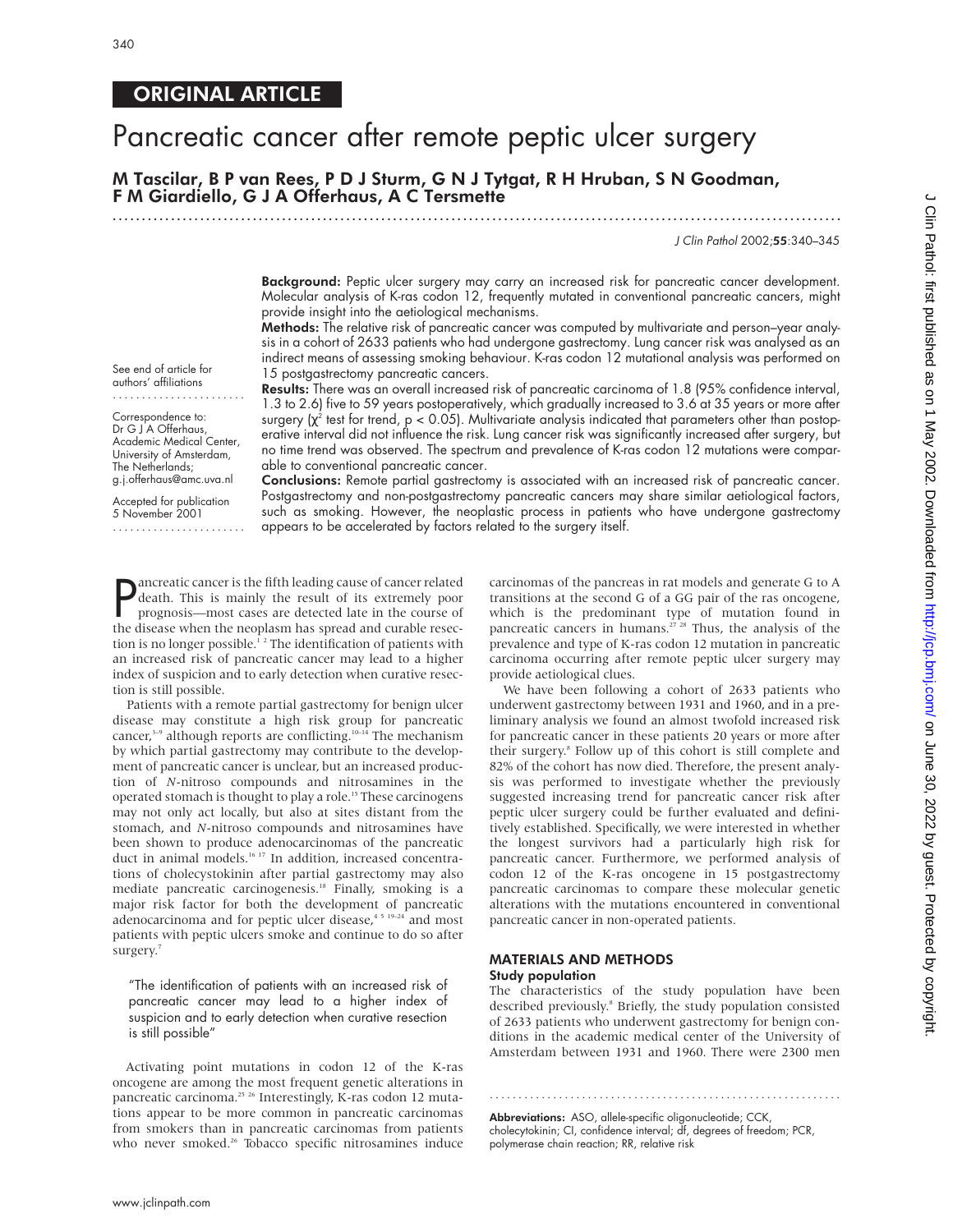## ORIGINAL ARTICLE

# Pancreatic cancer after remote peptic ulcer surgery

**M Tascilar, B P van Rees, P D J Sturm, G N J Tytgat, R H Hruban, S N Goodman, F M Giardiello, G J A Offerhaus, A C Tersmette**

*J Clin Pathol* 2002;**55**:340–345

See end of article for authors' affiliations

Correspondence to: Dr G J A Offerhaus, Academic Medical Center, University of Amsterdam, The Netherlands; g.j.offerhaus@amc.uva.nl

Accepted for publication 5 November 2001

**Background:** Peptic ulcer surgery may carry an increased risk for pancreatic cancer development. Molecular analysis of K-ras codon 12, frequently mutated in conventional pancreatic cancers, might provide insight into the aetiological mechanisms.

**Methods:** The relative risk of pancreatic cancer was computed by multivariate and person–year analysis in a cohort of 2633 patients who had undergone gastrectomy. Lung cancer risk was analysed as an indirect means of assessing smoking behaviour. K-ras codon 12 mutational analysis was performed on 15 postgastrectomy pancreatic cancers.

**Results:** There was an overall increased risk of pancreatic carcinoma of 1.8 (95% confidence interval, 1.3 to 2.6) five to 59 years postoperatively, which gradually increased to 3.6 at 35 years or more after surgery ($\chi^2$ test for trend, $p < 0.05$). Multivariate analysis indicated that parameters other than postoperative interval did not influence the risk. Lung cancer risk was significantly increased after surgery, but no time trend was observed. The spectrum and prevalence of K-ras codon 12 mutations were comparable to conventional pancreatic cancer.

**Conclusions:** Remote partial gastrectomy is associated with an increased risk of pancreatic cancer. Postgastrectomy and non-postgastrectomy pancreatic cancers may share similar aetiological factors, such as smoking. However, the neoplastic process in patients who have undergone gastrectomy appears to be accelerated by factors related to the surgery itself.

Pancreatic cancer is the fifth leading cause of cancer related death. This is mainly the result of its extremely poor prognosis—most cases are detected late in the course of the disease when the neoplasm has spread and curable resection is no longer possible.[1,2] The identification of patients with an increased risk of pancreatic cancer may lead to a higher index of suspicion and to early detection when curative resection is still possible.

Patients with a remote partial gastrectomy for benign ulcer disease may constitute a high risk group for pancreatic cancer,[3–9] although reports are conflicting.[10–14] The mechanism by which partial gastrectomy may contribute to the development of pancreatic cancer is unclear, but an increased production of *N*-nitroso compounds and nitrosamines in the operated stomach is thought to play a role.[15] These carcinogens may not only act locally, but also at sites distant from the stomach, and *N*-nitroso compounds and nitrosamines have been shown to produce adenocarcinomas of the pancreatic duct in animal models.[16,17] In addition, increased concentrations of cholecystokinin after partial gastrectomy may also mediate pancreatic carcinogenesis.[18] Finally, smoking is a major risk factor for both the development of pancreatic adenocarcinoma and for peptic ulcer disease,[4,5,19–24] and most patients with peptic ulcers smoke and continue to do so after surgery.[7]

> "The identification of patients with an increased risk of pancreatic cancer may lead to a higher index of suspicion and to early detection when curative resection is still possible"

Activating point mutations in codon 12 of the K-ras oncogene are among the most frequent genetic alterations in pancreatic carcinoma.[25,26] Interestingly, K-ras codon 12 mutations appear to be more common in pancreatic carcinomas from smokers than in pancreatic carcinomas from patients who never smoked.[26] Tobacco specific nitrosamines induce carcinomas of the pancreas in rat models and generate G to A transitions at the second G of a GG pair of the ras oncogene, which is the predominant type of mutation found in pancreatic cancers in humans.[27,28] Thus, the analysis of the prevalence and type of K-ras codon 12 mutation in pancreatic carcinoma occurring after remote peptic ulcer surgery may provide aetiological clues.

We have been following a cohort of 2633 patients who underwent gastrectomy between 1931 and 1960, and in a preliminary analysis we found an almost twofold increased risk for pancreatic cancer in these patients 20 years or more after their surgery.[8] Follow up of this cohort is still complete and 82% of the cohort has now died. Therefore, the present analysis was performed to investigate whether the previously suggested increasing trend for pancreatic cancer risk after peptic ulcer surgery could be further evaluated and definitively established. Specifically, we were interested in whether the longest survivors had a particularly high risk for pancreatic cancer. Furthermore, we performed analysis of codon 12 of the K-ras oncogene in 15 postgastrectomy pancreatic carcinomas to compare these molecular genetic alterations with the mutations encountered in conventional pancreatic cancer in non-operated patients.

## MATERIALS AND METHODS

### Study population

The characteristics of the study population have been described previously.[8] Briefly, the study population consisted of 2633 patients who underwent gastrectomy for benign conditions in the academic medical center of the University of Amsterdam between 1931 and 1960. There were 2300 men

**Abbreviations:** ASO, allele-specific oligonucleotide; CCK, cholecystokinin; CI, confidence interval; df, degrees of freedom; PCR, polymerase chain reaction; RR, relative risk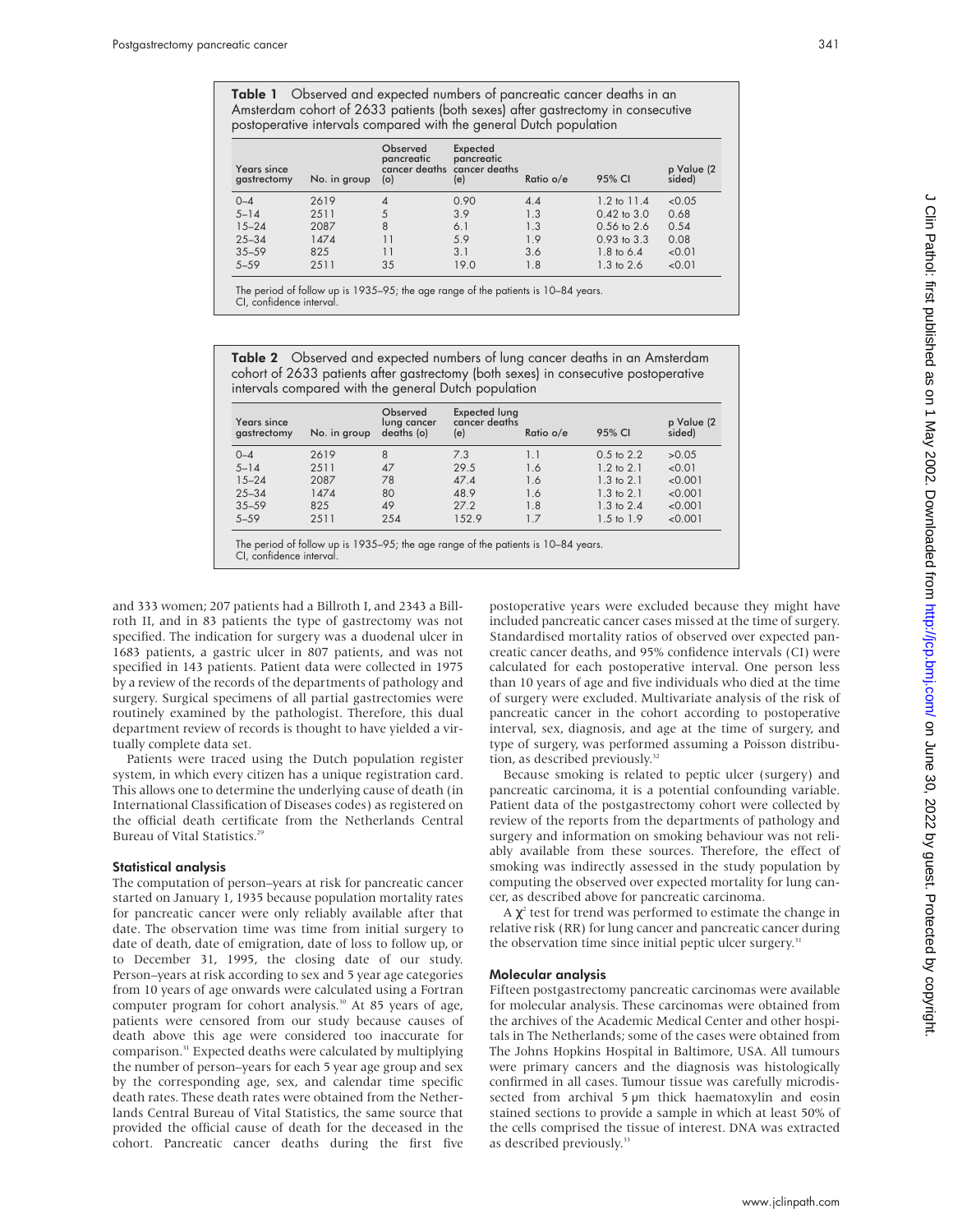**Table 1** Observed and expected numbers of pancreatic cancer deaths in an Amsterdam cohort of 2633 patients (both sexes) after gastrectomy in consecutive postoperative intervals compared with the general Dutch population

| Years since gastrectomy | No. in group | Observed pancreatic cancer deaths (o) | Expected pancreatic cancer deaths (e) | Ratio o/e | 95% CI | p Value (2 sided) |
|---|---|---|---|---|---|---|
| 0–4 | 2619 | 4 | 0.90 | 4.4 | 1.2 to 11.4 | <0.05 |
| 5–14 | 2511 | 5 | 3.9 | 1.3 | 0.42 to 3.0 | 0.68 |
| 15–24 | 2087 | 8 | 6.1 | 1.3 | 0.56 to 2.6 | 0.54 |
| 25–34 | 1474 | 11 | 5.9 | 1.9 | 0.93 to 3.3 | 0.08 |
| 35–59 | 825 | 11 | 3.1 | 3.6 | 1.8 to 6.4 | <0.01 |
| 5–59 | 2511 | 35 | 19.0 | 1.8 | 1.3 to 2.6 | <0.01 |

The period of follow up is 1935–95; the age range of the patients is 10–84 years.
CI, confidence interval.

**Table 2** Observed and expected numbers of lung cancer deaths in an Amsterdam cohort of 2633 patients after gastrectomy (both sexes) in consecutive postoperative intervals compared with the general Dutch population

| Years since gastrectomy | No. in group | Observed lung cancer deaths (o) | Expected lung cancer deaths (e) | Ratio o/e | 95% CI | p Value (2 sided) |
|---|---|---|---|---|---|---|
| 0–4 | 2619 | 8 | 7.3 | 1.1 | 0.5 to 2.2 | >0.05 |
| 5–14 | 2511 | 47 | 29.5 | 1.6 | 1.2 to 2.1 | <0.01 |
| 15–24 | 2087 | 78 | 47.4 | 1.6 | 1.3 to 2.1 | <0.001 |
| 25–34 | 1474 | 80 | 48.9 | 1.6 | 1.3 to 2.1 | <0.001 |
| 35–59 | 825 | 49 | 27.2 | 1.8 | 1.3 to 2.4 | <0.001 |
| 5–59 | 2511 | 254 | 152.9 | 1.7 | 1.5 to 1.9 | <0.001 |

The period of follow up is 1935–95; the age range of the patients is 10–84 years.
CI, confidence interval.

and 333 women; 207 patients had a Billroth I, and 2343 a Billroth II, and in 83 patients the type of gastrectomy was not specified. The indication for surgery was a duodenal ulcer in 1683 patients, a gastric ulcer in 807 patients, and was not specified in 143 patients. Patient data were collected in 1975 by a review of the records of the departments of pathology and surgery. Surgical specimens of all partial gastrectomies were routinely examined by the pathologist. Therefore, this dual department review of records is thought to have yielded a virtually complete data set.

Patients were traced using the Dutch population register system, in which every citizen has a unique registration card. This allows one to determine the underlying cause of death (in International Classification of Diseases codes) as registered on the official death certificate from the Netherlands Central Bureau of Vital Statistics.[29]

### Statistical analysis

The computation of person–years at risk for pancreatic cancer started on January 1, 1935 because population mortality rates for pancreatic cancer were only reliably available after that date. The observation time was time from initial surgery to date of death, date of emigration, date of loss to follow up, or to December 31, 1995, the closing date of our study. Person–years at risk according to sex and 5 year age categories from 10 years of age onwards were calculated using a Fortran computer program for cohort analysis.[30] At 85 years of age, patients were censored from our study because causes of death above this age were considered too inaccurate for comparison.[31] Expected deaths were calculated by multiplying the number of person–years for each 5 year age group and sex by the corresponding age, sex, and calendar time specific death rates. These death rates were obtained from the Netherlands Central Bureau of Vital Statistics, the same source that provided the official cause of death for the deceased in the cohort. Pancreatic cancer deaths during the first five postoperative years were excluded because they might have included pancreatic cancer cases missed at the time of surgery. Standardised mortality ratios of observed over expected pancreatic cancer deaths, and 95% confidence intervals (CI) were calculated for each postoperative interval. One person less than 10 years of age and five individuals who died at the time of surgery were excluded. Multivariate analysis of the risk of pancreatic cancer in the cohort according to postoperative interval, sex, diagnosis, and age at the time of surgery, and type of surgery, was performed assuming a Poisson distribution, as described previously.[32]

Because smoking is related to peptic ulcer (surgery) and pancreatic carcinoma, it is a potential confounding variable. Patient data of the postgastrectomy cohort were collected by review of the reports from the departments of pathology and surgery and information on smoking behaviour was not reliably available from these sources. Therefore, the effect of smoking was indirectly assessed in the study population by computing the observed over expected mortality for lung cancer, as described above for pancreatic carcinoma.

A $\chi^2$ test for trend was performed to estimate the change in relative risk (RR) for lung cancer and pancreatic cancer during the observation time since initial peptic ulcer surgery.[31]

### Molecular analysis

Fifteen postgastrectomy pancreatic carcinomas were available for molecular analysis. These carcinomas were obtained from the archives of the Academic Medical Center and other hospitals in The Netherlands; some of the cases were obtained from The Johns Hopkins Hospital in Baltimore, USA. All tumours were primary cancers and the diagnosis was histologically confirmed in all cases. Tumour tissue was carefully microdissected from archival 5 μm thick haematoxylin and eosin stained sections to provide a sample in which at least 50% of the cells comprised the tissue of interest. DNA was extracted as described previously.[33]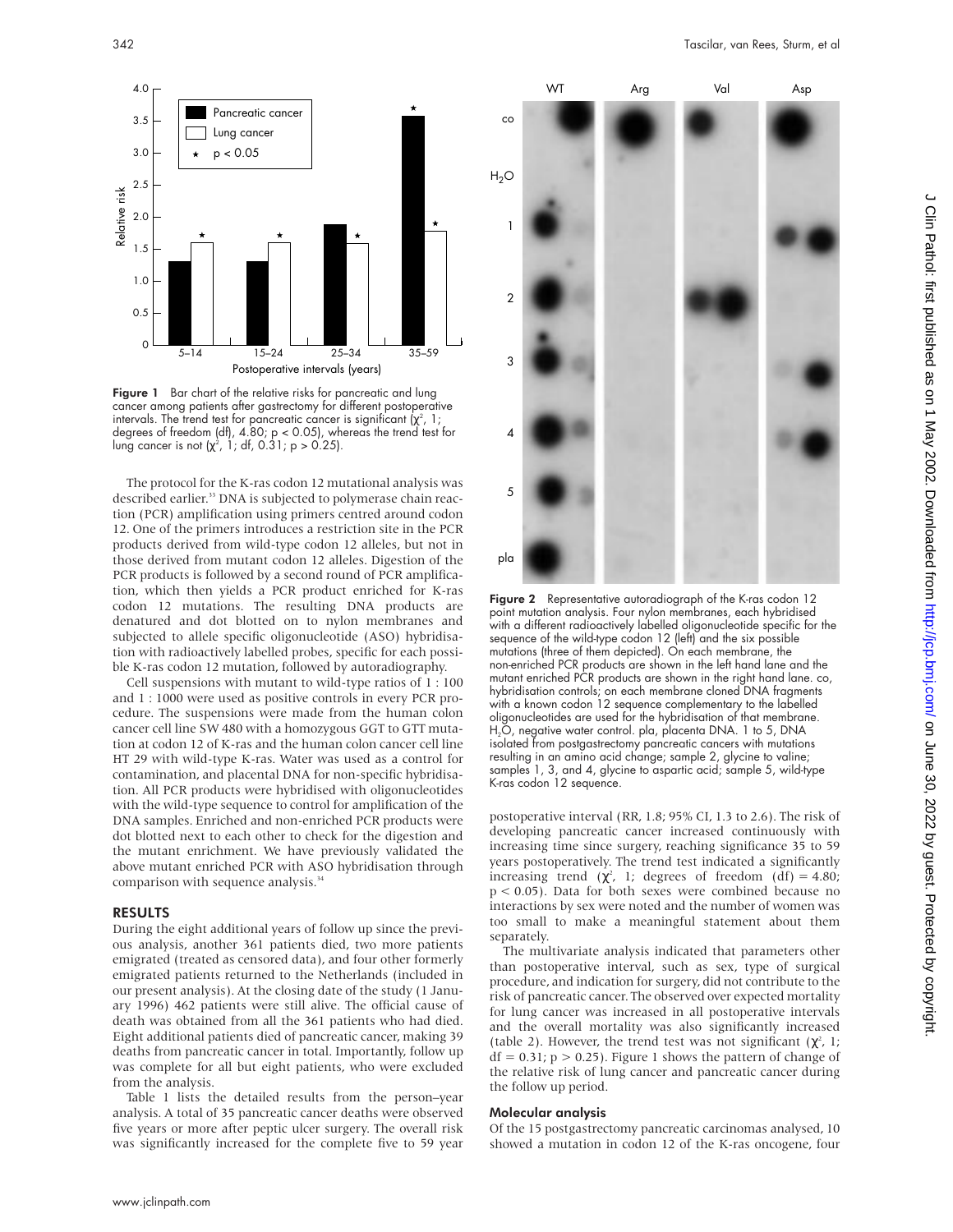Figure 1 Bar chart of the relative risks for pancreatic and lung cancer among patients after gastrectomy for different postoperative intervals. The trend test for pancreatic cancer is significant ($\chi^2$, 1; degrees of freedom (df), 4.80; $p < 0.05$), whereas the trend test for lung cancer is not ($\chi^2$, 1; df, 0.31; $p > 0.25$).

The protocol for the K-ras codon 12 mutational analysis was described earlier.[33] DNA is subjected to polymerase chain reaction (PCR) amplification using primers centred around codon 12. One of the primers introduces a restriction site in the PCR products derived from wild-type codon 12 alleles, but not in those derived from mutant codon 12 alleles. Digestion of the PCR products is followed by a second round of PCR amplification, which then yields a PCR product enriched for K-ras codon 12 mutations. The resulting DNA products are denatured and dot blotted on to nylon membranes and subjected to allele specific oligonucleotide (ASO) hybridisation with radioactively labelled probes, specific for each possible K-ras codon 12 mutation, followed by autoradiography.

Cell suspensions with mutant to wild-type ratios of 1 : 100 and 1 : 1000 were used as positive controls in every PCR procedure. The suspensions were made from the human colon cancer cell line SW 480 with a homozygous GGT to GTT mutation at codon 12 of K-ras and the human colon cancer cell line HT 29 with wild-type K-ras. Water was used as a control for contamination, and placental DNA for non-specific hybridisation. All PCR products were hybridised with oligonucleotides with the wild-type sequence to control for amplification of the DNA samples. Enriched and non-enriched PCR products were dot blotted next to each other to check for the digestion and the mutant enrichment. We have previously validated the above mutant enriched PCR with ASO hybridisation through comparison with sequence analysis.[34]

## RESULTS

During the eight additional years of follow up since the previous analysis, another 361 patients died, two more patients emigrated (treated as censored data), and four other formerly emigrated patients returned to the Netherlands (included in our present analysis). At the closing date of the study (1 January 1996) 462 patients were still alive. The official cause of death was obtained from all the 361 patients who had died. Eight additional patients died of pancreatic cancer, making 39 deaths from pancreatic cancer in total. Importantly, follow up was complete for all but eight patients, who were excluded from the analysis.

Table 1 lists the detailed results from the person–year analysis. A total of 35 pancreatic cancer deaths were observed five years or more after peptic ulcer surgery. The overall risk was significantly increased for the complete five to 59 year postoperative interval (RR, 1.8; 95% CI, 1.3 to 2.6). The risk of developing pancreatic cancer increased continuously with increasing time since surgery, reaching significance 35 to 59 years postoperatively. The trend test indicated a significantly increasing trend ($\chi^2$, 1; degrees of freedom (df) = 4.80; $p < 0.05$). Data for both sexes were combined because no interactions by sex were noted and the number of women was too small to make a meaningful statement about them separately.

The multivariate analysis indicated that parameters other than postoperative interval, such as sex, type of surgical procedure, and indication for surgery, did not contribute to the risk of pancreatic cancer. The observed over expected mortality for lung cancer was increased in all postoperative intervals and the overall mortality was also significantly increased (table 2). However, the trend test was not significant ($\chi^2$, 1; df = 0.31; $p > 0.25$). Figure 1 shows the pattern of change of the relative risk of lung cancer and pancreatic cancer during the follow up period.

Figure 2 Representative autoradiograph of the K-ras codon 12 point mutation analysis. Four nylon membranes, each hybridised with a different radioactively labelled oligonucleotide specific for the sequence of the wild-type codon 12 (left) and the six possible mutations (three of them depicted). On each membrane, the non-enriched PCR products are shown in the left hand lane and the mutant enriched PCR products are shown in the right hand lane. co, hybridisation controls; on each membrane cloned DNA fragments with a known codon 12 sequence complementary to the labelled oligonucleotides are used for the hybridisation of that membrane. $H_2O$, negative water control. pla, placenta DNA. 1 to 5, DNA isolated from postgastrectomy pancreatic cancers with mutations resulting in an amino acid change; sample 2, glycine to valine; samples 1, 3, and 4, glycine to aspartic acid; sample 5, wild-type K-ras codon 12 sequence.

### Molecular analysis

Of the 15 postgastrectomy pancreatic carcinomas analysed, 10 showed a mutation in codon 12 of the K-ras oncogene, four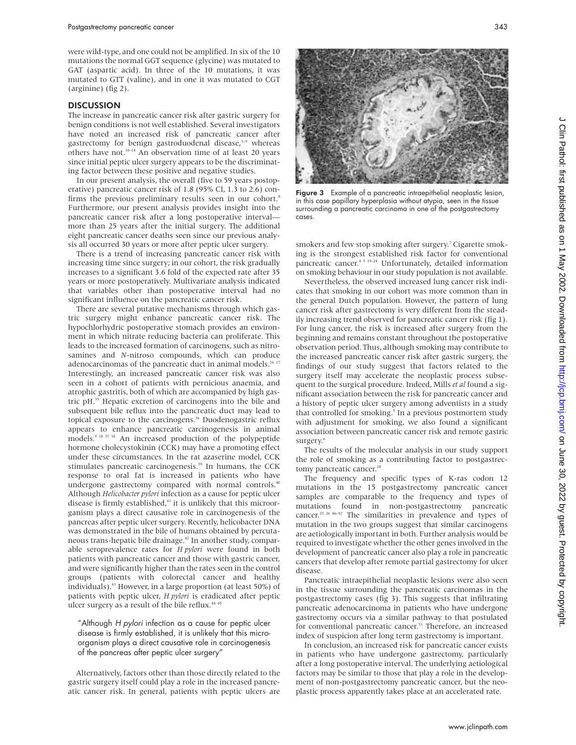were wild-type, and one could not be amplified. In six of the 10 mutations the normal GGT sequence (glycine) was mutated to GAT (aspartic acid). In three of the 10 mutations, it was mutated to GTT (valine), and in one it was mutated to CGT (arginine) (fig 2).

## DISCUSSION

The increase in pancreatic cancer risk after gastric surgery for benign conditions is not well established. Several investigators have noted an increased risk of pancreatic cancer after gastrectomy for benign gastroduodenal disease,[3–9] whereas others have not.[10–14] An observation time of at least 20 years since initial peptic ulcer surgery appears to be the discriminating factor between these positive and negative studies.

In our present analysis, the overall (five to 59 years postoperative) pancreatic cancer risk of 1.8 (95% CI, 1.3 to 2.6) confirms the previous preliminary results seen in our cohort.[8] Furthermore, our present analysis provides insight into the pancreatic cancer risk after a long postoperative interval—more than 25 years after the initial surgery. The additional eight pancreatic cancer deaths seen since our previous analysis all occurred 30 years or more after peptic ulcer surgery.

There is a trend of increasing pancreatic cancer risk with increasing time since surgery; in our cohort, the risk gradually increases to a significant 3.6 fold of the expected rate after 35 years or more postoperatively. Multivariate analysis indicated that variables other than postoperative interval had no significant influence on the pancreatic cancer risk.

There are several putative mechanisms through which gastric surgery might enhance pancreatic cancer risk. The hypochlorhydric postoperative stomach provides an environment in which nitrate reducing bacteria can proliferate. This leads to the increased formation of carcinogens, such as nitrosamines and *N*-nitroso compounds, which can produce adenocarcinomas of the pancreatic duct in animal models.[16 17] Interestingly, an increased pancreatic cancer risk was also seen in a cohort of patients with pernicious anaemia, and atrophic gastritis, both of which are accompanied by high gastric pH.[35] Hepatic excretion of carcinogens into the bile and subsequent bile reflux into the pancreatic duct may lead to topical exposure to the carcinogens.[36] Duodenogastric reflux appears to enhance pancreatic carcinogenesis in animal models.[9 18 37 38] An increased production of the polypeptide hormone cholecystokinin (CCK) may have a promoting effect under these circumstances. In the rat azaserine model, CCK stimulates pancreatic carcinogenesis.[39] In humans, the CCK response to oral fat is increased in patients who have undergone gastrectomy compared with normal controls.[40] Although *Helicobacter pylori* infection as a cause for peptic ulcer disease is firmly established,[41] it is unlikely that this microorganism plays a direct causative role in carcinogenesis of the pancreas after peptic ulcer surgery. Recently, helicobacter DNA was demonstrated in the bile of humans obtained by percutaneous trans-hepatic bile drainage.[42] In another study, comparable seroprevalence rates for *H pylori* were found in both patients with pancreatic cancer and those with gastric cancer, and were significantly higher than the rates seen in the control groups (patients with colorectal cancer and healthy individuals).[43] However, in a large proportion (at least 50%) of patients with peptic ulcer, *H pylori* is eradicated after peptic ulcer surgery as a result of the bile reflux.[44 45]

> "Although *H pylori* infection as a cause for peptic ulcer disease is firmly established, it is unlikely that this microorganism plays a direct causative role in carcinogenesis of the pancreas after peptic ulcer surgery"

Alternatively, factors other than those directly related to the gastric surgery itself could play a role in the increased pancreatic cancer risk. In general, patients with peptic ulcers are smokers and few stop smoking after surgery.[7] Cigarette smoking is the strongest established risk factor for conventional pancreatic cancer.[4 5 19–24] Unfortunately, detailed information on smoking behaviour in our study population is not available.

Nevertheless, the observed increased lung cancer risk indicates that smoking in our cohort was more common than in the general Dutch population. However, the pattern of lung cancer risk after gastrectomy is very different from the steadily increasing trend observed for pancreatic cancer risk (fig 1). For lung cancer, the risk is increased after surgery from the beginning and remains constant throughout the postoperative observation period. Thus, although smoking may contribute to the increased pancreatic cancer risk after gastric surgery, the findings of our study suggest that factors related to the surgery itself may accelerate the neoplastic process subsequent to the surgical procedure. Indeed, Mills *et al* found a significant association between the risk for pancreatic cancer and a history of peptic ulcer surgery among adventists in a study that controlled for smoking.[5] In a previous postmortem study with adjustment for smoking, we also found a significant association between pancreatic cancer risk and remote gastric surgery.[6]

The results of the molecular analysis in our study support the role of smoking as a contributing factor to postgastrectomy pancreatic cancer.[28]

The frequency and specific types of K-ras codon 12 mutations in the 15 postgastrectomy pancreatic cancer samples are comparable to the frequency and types of mutations found in non-postgastrectomy pancreatic cancer.[25 26 46–52] The similarities in prevalence and types of mutation in the two groups suggest that similar carcinogens are aetiologically important in both. Further analysis would be required to investigate whether the other genes involved in the development of pancreatic cancer also play a role in pancreatic cancers that develop after remote partial gastrectomy for ulcer disease.

Pancreatic intraepithelial neoplastic lesions were also seen in the tissue surrounding the pancreatic carcinomas in the postgastrectomy cases (fig 3). This suggests that infiltrating pancreatic adenocarcinoma in patients who have undergone gastrectomy occurs via a similar pathway to that postulated for conventional pancreatic cancer.[53] Therefore, an increased index of suspicion after long term gastrectomy is important.

In conclusion, an increased risk for pancreatic cancer exists in patients who have undergone gastrectomy, particularly after a long postoperative interval. The underlying aetiological factors may be similar to those that play a role in the development of non-postgastrectomy pancreatic cancer, but the neoplastic process apparently takes place at an accelerated rate.

**Figure 3** Example of a pancreatic intraepithelial neoplastic lesion, in this case papillary hyperplasia without atypia, seen in the tissue surrounding a pancreatic carcinoma in one of the postgastrectomy cases.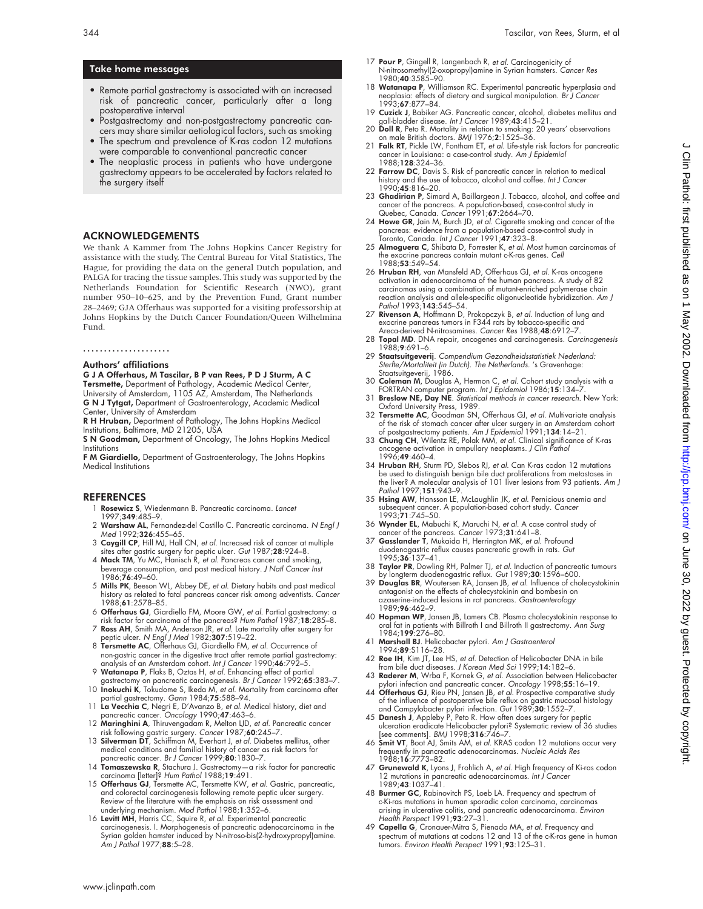## Take home messages

- Remote partial gastrectomy is associated with an increased risk of pancreatic cancer, particularly after a long postoperative interval
- Postgastrectomy and non-postgastrectomy pancreatic cancers may share similar aetiological factors, such as smoking
- The spectrum and prevalence of K-ras codon 12 mutations were comparable to conventional pancreatic cancer
- The neoplastic process in patients who have undergone gastrectomy appears to be accelerated by factors related to the surgery itself

## ACKNOWLEDGEMENTS

We thank A Kammer from The Johns Hopkins Cancer Registry for assistance with the study, The Central Bureau for Vital Statistics, The Hague, for providing the data on the general Dutch population, and PALGA for tracing the tissue samples. This study was supported by the Netherlands Foundation for Scientific Research (NWO), grant number 950–10–625, and by the Prevention Fund, Grant number 28–2469; GJA Offerhaus was supported for a visiting professorship at Johns Hopkins by the Dutch Cancer Foundation/Queen Wilhelmina Fund.

.....................

### Authors' affiliations

**G J A Offerhaus, M Tascilar, B P van Rees, P D J Sturm, A C Tersmette,** Department of Pathology, Academic Medical Center, University of Amsterdam, 1105 AZ, Amsterdam, The Netherlands
**G N J Tytgat,** Department of Gastroenterology, Academic Medical Center, University of Amsterdam
**R H Hruban,** Department of Pathology, The Johns Hopkins Medical Institutions, Baltimore, MD 21205, USA
**S N Goodman,** Department of Oncology, The Johns Hopkins Medical Institutions
**F M Giardiello,** Department of Gastroenterology, The Johns Hopkins Medical Institutions

## REFERENCES

1 **Rosewicz S**, Wiedenmann B. Pancreatic carcinoma. *Lancet* 1997;**349**:485–9.
2 **Warshaw AL**, Fernandez-del Castillo C. Pancreatic carcinoma. *N Engl J Med* 1992;**326**:455–65.
3 **Caygill CP**, Hill MJ, Hall CN, *et al*. Increased risk of cancer at multiple sites after gastric surgery for peptic ulcer. *Gut* 1987;**28**:924–8.
4 **Mack TM**, Yu MC, Hanisch R, *et al*. Pancreas cancer and smoking, beverage consumption, and past medical history. *J Natl Cancer Inst* 1986;**76**:49–60.
5 **Mills PK**, Beeson WL, Abbey DE, *et al*. Dietary habits and past medical history as related to fatal pancreas cancer risk among adventists. *Cancer* 1988;**61**:2578–85.
6 **Offerhaus GJ**, Giardiello FM, Moore GW, *et al*. Partial gastrectomy: a risk factor for carcinoma of the pancreas? *Hum Pathol* 1987;**18**:285–8.
7 **Ross AH**, Smith MA, Anderson JR, *et al*. Late mortality after surgery for peptic ulcer. *N Engl J Med* 1982;**307**:519–22.
8 **Tersmette AC**, Offerhaus GJ, Giardiello FM, *et al*. Occurrence of non-gastric cancer in the digestive tract after remote partial gastrectomy: analysis of an Amsterdam cohort. *Int J Cancer* 1990;**46**:792–5.
9 **Watanapa P**, Flaks B, Oztas H, *et al*. Enhancing effect of partial gastrectomy on pancreatic carcinogenesis. *Br J Cancer* 1992;**65**:383–7.
10 **Inokuchi K**, Tokudome S, Ikeda M, *et al*. Mortality from carcinoma after partial gastrectomy. *Gann* 1984;**75**:588–94.
11 **La Vecchia C**, Negri E, D'Avanzo B, *et al*. Medical history, diet and pancreatic cancer. *Oncology* 1990;**47**:463–6.
12 **Maringhini A**, Thiruvengadam R, Melton LJD, *et al*. Pancreatic cancer risk following gastric surgery. *Cancer* 1987;**60**:245–7.
13 **Silverman DT**, Schiffman M, Everhart J, *et al*. Diabetes mellitus, other medical conditions and familial history of cancer as risk factors for pancreatic cancer. *Br J Cancer* 1999;**80**:1830–7.
14 **Tomaszewska R**, Stachura J. Gastrectomy—a risk factor for pancreatic carcinoma [letter]? *Hum Pathol* 1988;**19**:491.
15 **Offerhaus GJ**, Tersmette AC, Tersmette KW, *et al*. Gastric, pancreatic, and colorectal carcinogenesis following remote peptic ulcer surgery. Review of the literature with the emphasis on risk assessment and underlying mechanism. *Mod Pathol* 1988;**1**:352–6.
16 **Levitt MH**, Harris CC, Squire R, *et al*. Experimental pancreatic carcinogenesis. I. Morphogenesis of pancreatic adenocarcinoma in the Syrian golden hamster induced by N-nitroso-bis(2-hydroxypropyl)amine. *Am J Pathol* 1977;**88**:5–28.
17 **Pour P**, Gingell R, Langenbach R, *et al*. Carcinogenicity of N-nitrosomethyl(2-oxopropyl)amine in Syrian hamsters. *Cancer Res* 1980;**40**:3585–90.
18 **Watanapa P**, Williamson RC. Experimental pancreatic hyperplasia and neoplasia: effects of dietary and surgical manipulation. *Br J Cancer* 1993;**67**:877–84.
19 **Cuzick J**, Babiker AG. Pancreatic cancer, alcohol, diabetes mellitus and gall-bladder disease. *Int J Cancer* 1989;**43**:415–21.
20 **Doll R**, Peto R. Mortality in relation to smoking: 20 years' observations on male British doctors. *BMJ* 1976;**2**:1525–36.
21 **Falk RT**, Pickle LW, Fontham ET, *et al*. Life-style risk factors for pancreatic cancer in Louisiana: a case-control study. *Am J Epidemiol* 1988;**128**:324–36.
22 **Farrow DC**, Davis S. Risk of pancreatic cancer in relation to medical history and the use of tobacco, alcohol and coffee. *Int J Cancer* 1990;**45**:816–20.
23 **Ghadirian P**, Simard A, Baillargeon J. Tobacco, alcohol, and coffee and cancer of the pancreas. A population-based, case-control study in Quebec, Canada. *Cancer* 1991;**67**:2664–70.
24 **Howe GR**, Jain M, Burch JD, *et al*. Cigarette smoking and cancer of the pancreas: evidence from a population-based case-control study in Toronto, Canada. *Int J Cancer* 1991;**47**:323–8.
25 **Almoguera C**, Shibata D, Forrester K, *et al*. Most human carcinomas of the exocrine pancreas contain mutant c-K-ras genes. *Cell* 1988;**53**:549–54.
26 **Hruban RH**, van Mansfeld AD, Offerhaus GJ, *et al*. K-ras oncogene activation in adenocarcinoma of the human pancreas. A study of 82 carcinomas using a combination of mutant-enriched polymerase chain reaction analysis and allele-specific oligonucleotide hybridization. *Am J Pathol* 1993;**143**:545–54.
27 **Rivenson A**, Hoffmann D, Prokopczyk B, *et al*. Induction of lung and exocrine pancreas tumors in F344 rats by tobacco-specific and Areca-derived N-nitrosamines. *Cancer Res* 1988;**48**:6912–7.
28 **Topal MD**. DNA repair, oncogenes and carcinogenesis. *Carcinogenesis* 1988;**9**:691–6.
29 **Staatsuitgeverij**. *Compendium Gezondheidsstatistiek Nederland: Sterfte/Mortaliteit (in Dutch). The Netherlands*. 's Gravenhage: Staatsuitgeverij, 1986.
30 **Coleman M**, Douglas A, Hermon C, *et al*. Cohort study analysis with a FORTRAN computer program. *Int J Epidemiol* 1986;**15**:134–7.
31 **Breslow NE, Day NE**. *Statistical methods in cancer research*. New York: Oxford University Press, 1989.
32 **Tersmette AC**, Goodman SN, Offerhaus GJ, *et al*. Multivariate analysis of the risk of stomach cancer after ulcer surgery in an Amsterdam cohort of postgastrectomy patients. *Am J Epidemiol* 1991;**134**:14–21.
33 **Chung CH**, Wilentz RE, Polak MM, *et al*. Clinical significance of K-ras oncogene activation in ampullary neoplasms. *J Clin Pathol* 1996;**49**:460–4.
34 **Hruban RH**, Sturm PD, Slebos RJ, *et al*. Can K-ras codon 12 mutations be used to distinguish benign bile duct proliferations from metastases in the liver? A molecular analysis of 101 liver lesions from 93 patients. *Am J Pathol* 1997;**151**:943–9.
35 **Hsing AW**, Hansson LE, McLaughlin JK, *et al*. Pernicious anemia and subsequent cancer. A population-based cohort study. *Cancer* 1993;**71**:745–50.
36 **Wynder EL**, Mabuchi K, Maruchi N, *et al*. A case control study of cancer of the pancreas. *Cancer* 1973;**31**:641–8.
37 **Gasslander T**, Mukaida H, Herrington MK, *et al*. Profound duodenogastric reflux causes pancreatic growth in rats. *Gut* 1995;**36**:137–41.
38 **Taylor PR**, Dowling RH, Palmer TJ, *et al*. Induction of pancreatic tumours by longterm duodenogastric reflux. *Gut* 1989;**30**:1596–600.
39 **Douglas BR**, Woutersen RA, Jansen JB, *et al*. Influence of cholecystokinin antagonist on the effects of cholecystokinin and bombesin on azaserine-induced lesions in rat pancreas. *Gastroenterology* 1989;**96**:462–9.
40 **Hopman WP**, Jansen JB, Lamers CB. Plasma cholecystokinin response to oral fat in patients with Billroth I and Billroth II gastrectomy. *Ann Surg* 1984;**199**:276–80.
41 **Marshall BJ**. Helicobacter pylori. *Am J Gastroenterol* 1994;**89**:S116–28.
42 **Roe IH**, Kim JT, Lee HS, *et al*. Detection of Helicobacter DNA in bile from bile duct diseases. *J Korean Med Sci* 1999;**14**:182–6.
43 **Raderer M**, Wrba F, Kornek G, *et al*. Association between Helicobacter pylori infection and pancreatic cancer. *Oncology* 1998;**55**:16–19.
44 **Offerhaus GJ**, Rieu PN, Jansen JB, *et al*. Prospective comparative study of the influence of postoperative bile reflux on gastric mucosal histology and Campylobacter pylori infection. *Gut* 1989;**30**:1552–7.
45 **Danesh J**, Appleby P, Peto R. How often does surgery for peptic ulceration eradicate Helicobacter pylori? Systematic review of 36 studies [see comments]. *BMJ* 1998;**316**:746–7.
46 **Smit VT**, Boot AJ, Smits AM, *et al*. KRAS codon 12 mutations occur very frequently in pancreatic adenocarcinomas. *Nucleic Acids Res* 1988;**16**:7773–82.
47 **Grunewald K**, Lyons J, Frohlich A, *et al*. High frequency of Ki-ras codon 12 mutations in pancreatic adenocarcinomas. *Int J Cancer* 1989;**43**:1037–41.
48 **Burmer GC**, Rabinovitch PS, Loeb LA. Frequency and spectrum of c-Ki-ras mutations in human sporadic colon carcinoma, carcinomas arising in ulcerative colitis, and pancreatic adenocarcinoma. *Environ Health Perspect* 1991;**93**:27–31.
49 **Capella G**, Cronauer-Mitra S, Pienado MA, *et al*. Frequency and spectrum of mutations at codons 12 and 13 of the c-K-ras gene in human tumors. *Environ Health Perspect* 1991;**93**:125–31.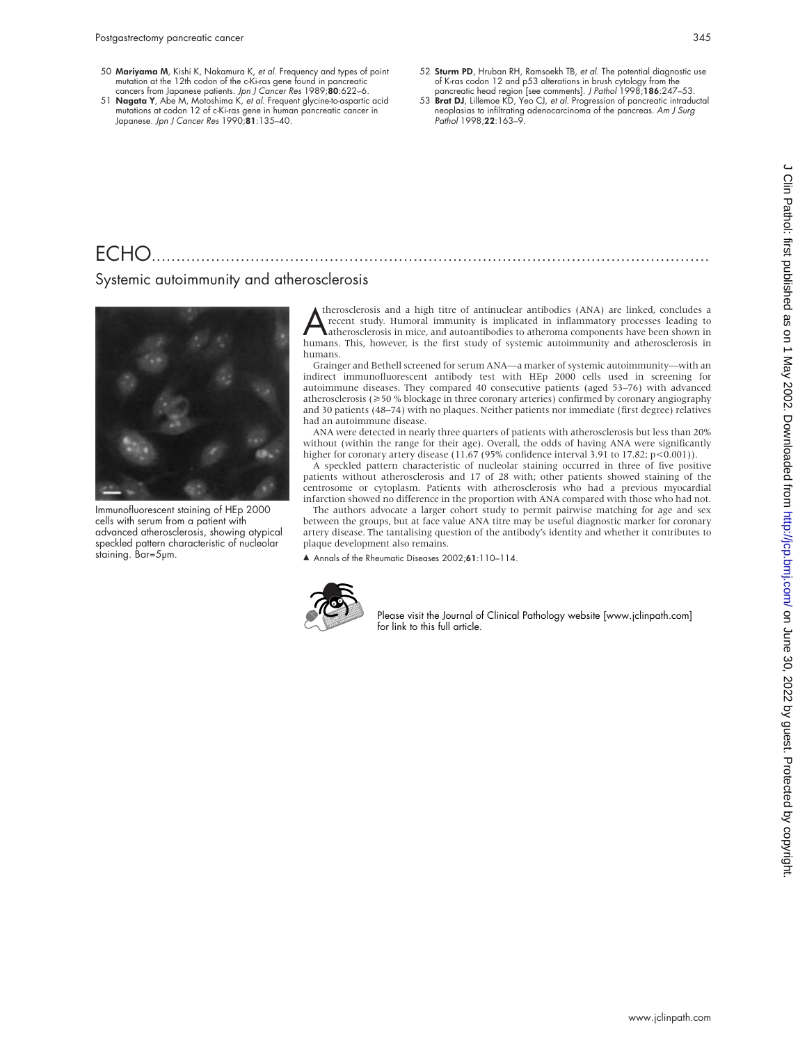50 **Mariyama M**, Kishi K, Nakamura K, *et al*. Frequency and types of point mutation at the 12th codon of the c-Ki-ras gene found in pancreatic cancers from Japanese patients. *Jpn J Cancer Res* 1989;**80**:622–6.

51 **Nagata Y**, Abe M, Motoshima K, *et al*. Frequent glycine-to-aspartic acid mutations at codon 12 of c-Ki-ras gene in human pancreatic cancer in Japanese. *Jpn J Cancer Res* 1990;**81**:135–40.

52 **Sturm PD**, Hruban RH, Ramsoekh TB, *et al*. The potential diagnostic use of K-ras codon 12 and p53 alterations in brush cytology from the pancreatic head region [see comments]. *J Pathol* 1998;**186**:247–53.

53 **Brat DJ**, Lillemoe KD, Yeo CJ, *et al*. Progression of pancreatic intraductal neoplasias to infiltrating adenocarcinoma of the pancreas. *Am J Surg Pathol* 1998;**22**:163–9.

# ECHO

## Systemic autoimmunity and atherosclerosis

Immunofluorescent staining of HEp 2000 cells with serum from a patient with advanced atherosclerosis, showing atypical speckled pattern characteristic of nucleolar staining. Bar=5μm.

Atherosclerosis and a high titre of antinuclear antibodies (ANA) are linked, concludes a recent study. Humoral immunity is implicated in inflammatory processes leading to atherosclerosis in mice, and autoantibodies to atheroma components have been shown in humans. This, however, is the first study of systemic autoimmunity and atherosclerosis in humans.

Grainger and Bethell screened for serum ANA—a marker of systemic autoimmunity—with an indirect immunofluorescent antibody test with HEp 2000 cells used in screening for autoimmune diseases. They compared 40 consecutive patients (aged 53–76) with advanced atherosclerosis (⩾50 % blockage in three coronary arteries) confirmed by coronary angiography and 30 patients (48–74) with no plaques. Neither patients nor immediate (first degree) relatives had an autoimmune disease.

ANA were detected in nearly three quarters of patients with atherosclerosis but less than 20% without (within the range for their age). Overall, the odds of having ANA were significantly higher for coronary artery disease (11.67 (95% confidence interval 3.91 to 17.82; $p<0.001$)).

A speckled pattern characteristic of nucleolar staining occurred in three of five positive patients without atherosclerosis and 17 of 28 with; other patients showed staining of the centrosome or cytoplasm. Patients with atherosclerosis who had a previous myocardial infarction showed no difference in the proportion with ANA compared with those who had not.

The authors advocate a larger cohort study to permit pairwise matching for age and sex between the groups, but at face value ANA titre may be useful diagnostic marker for coronary artery disease. The tantalising question of the antibody's identity and whether it contributes to plaque development also remains.

▲ Annals of the Rheumatic Diseases 2002;**61**:110–114.

Please visit the Journal of Clinical Pathology website [www.jclinpath.com] for link to this full article.